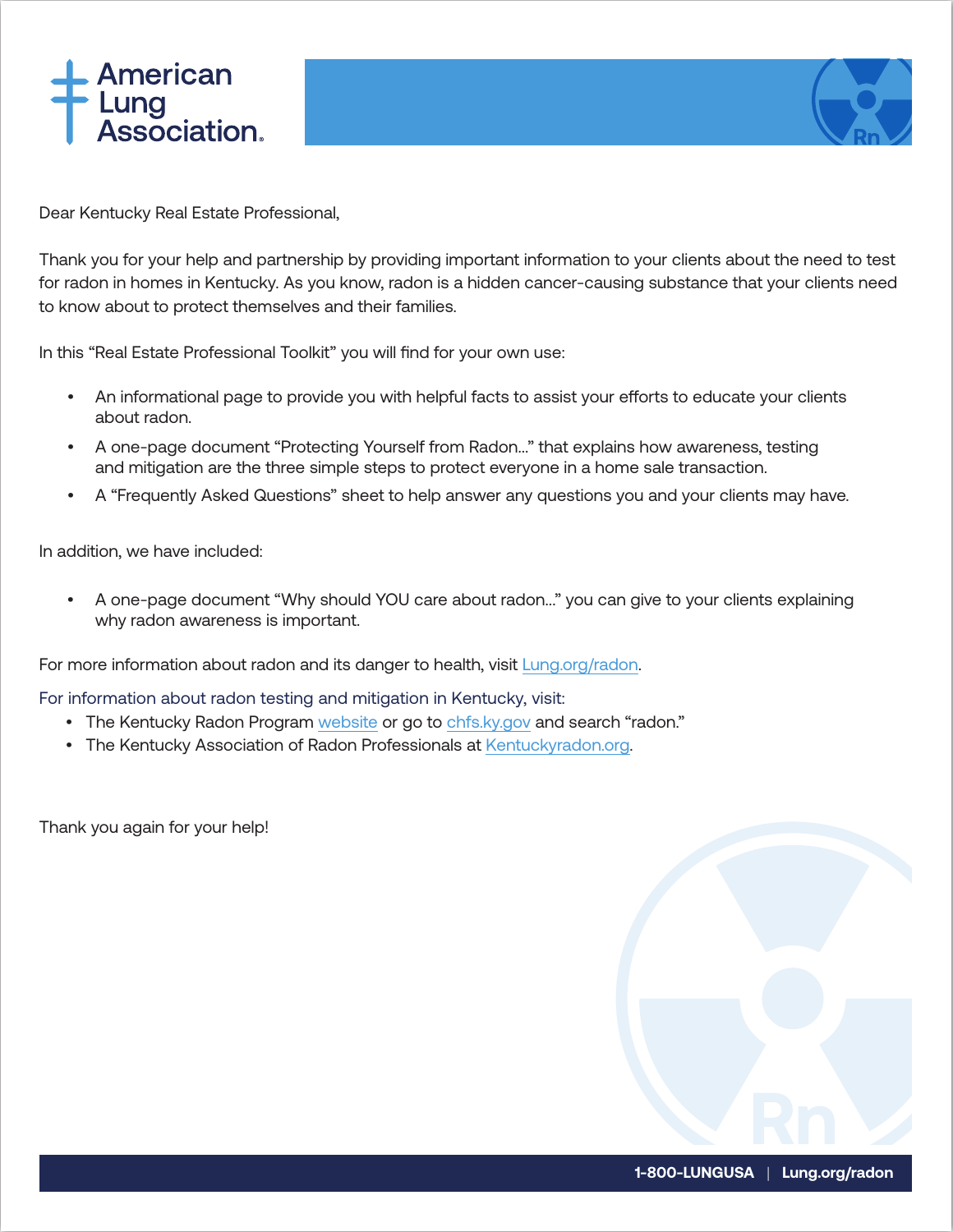Dear Kentucky Real Estate Professional,

Thank you for your help and partnership by providing important information to your clients about the need to test for radon in homes in Kentucky. As you know, radon is a hidden cancer-causing substance that your clients need to know about to protect themselves and their families.

In this "Real Estate Professional Toolkit" you will find for your own use:

- An informational page to provide you with helpful facts to assist your efforts to educate your clients about radon.
- A one-page document "Protecting Yourself from Radon…" that explains how awareness, testing and mitigation are the three simple steps to protect everyone in a home sale transaction.
- A "Frequently Asked Questions" sheet to help answer any questions you and your clients may have.

In addition, we have included:

- A one-page document "Why should YOU care about radon…" you can give to your clients explaining why radon awareness is important.

For more information about radon and its danger to health, visit Lung.org/radon.

For information about radon testing and mitigation in Kentucky, visit:

- The Kentucky Radon Program website or go to chfs.ky.gov and search "radon."
- The Kentucky Association of Radon Professionals at Kentuckyradon.org.

Thank you again for your help!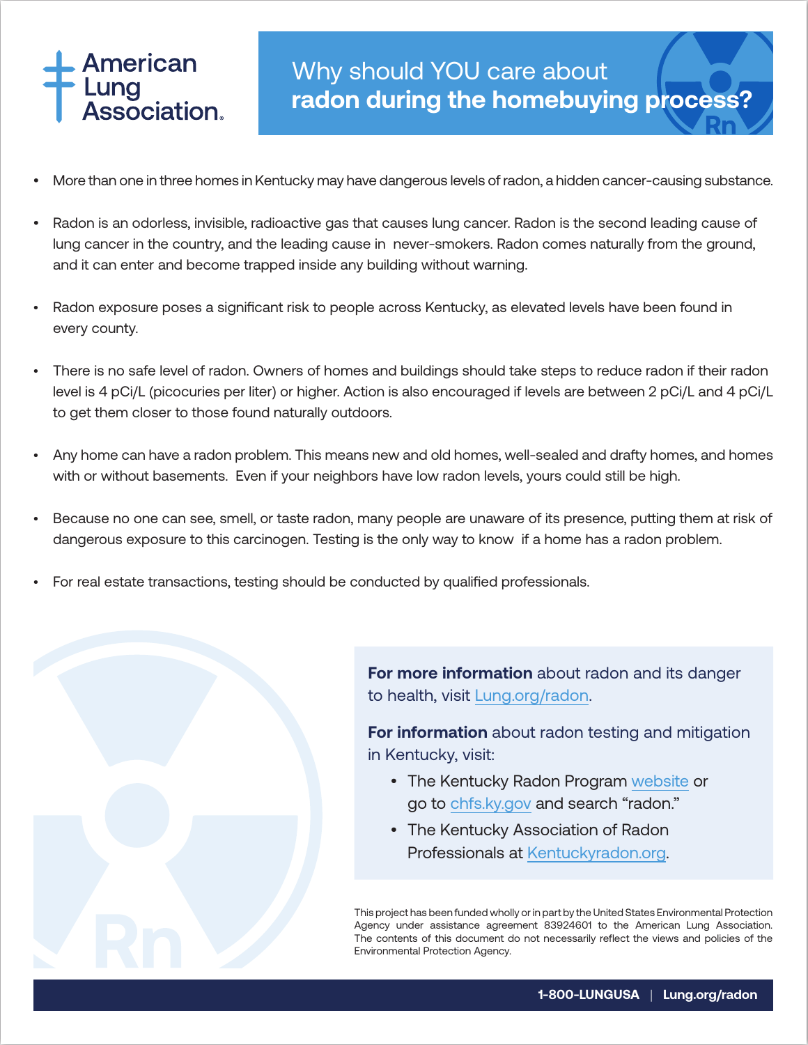American Lung Association.

# Why should YOU care about **radon during the homebuying process?**

- More than one in three homes in Kentucky may have dangerous levels of radon, a hidden cancer-causing substance.
- Radon is an odorless, invisible, radioactive gas that causes lung cancer. Radon is the second leading cause of lung cancer in the country, and the leading cause in never-smokers. Radon comes naturally from the ground, and it can enter and become trapped inside any building without warning.
- Radon exposure poses a significant risk to people across Kentucky, as elevated levels have been found in every county.
- There is no safe level of radon. Owners of homes and buildings should take steps to reduce radon if their radon level is 4 pCi/L (picocuries per liter) or higher. Action is also encouraged if levels are between 2 pCi/L and 4 pCi/L to get them closer to those found naturally outdoors.
- Any home can have a radon problem. This means new and old homes, well-sealed and drafty homes, and homes with or without basements. Even if your neighbors have low radon levels, yours could still be high.
- Because no one can see, smell, or taste radon, many people are unaware of its presence, putting them at risk of dangerous exposure to this carcinogen. Testing is the only way to know if a home has a radon problem.
- For real estate transactions, testing should be conducted by qualified professionals.

**For more information** about radon and its danger to health, visit Lung.org/radon.

**For information** about radon testing and mitigation in Kentucky, visit:

- The Kentucky Radon Program website or go to chfs.ky.gov and search "radon."
- The Kentucky Association of Radon Professionals at Kentuckyradon.org.

This project has been funded wholly or in part by the United States Environmental Protection Agency under assistance agreement 83924601 to the American Lung Association. The contents of this document do not necessarily reflect the views and policies of the Environmental Protection Agency.

1-800-LUNGUSA | Lung.org/radon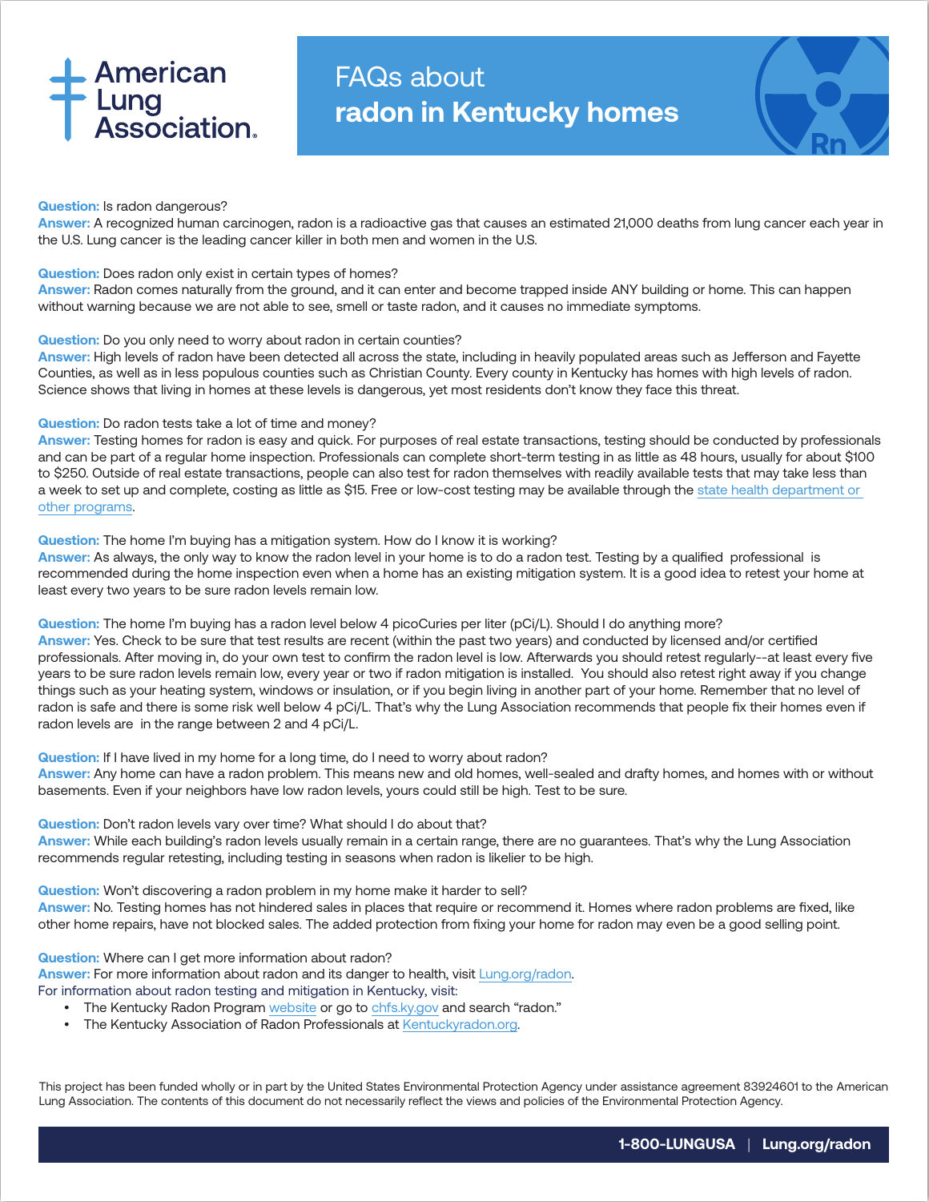American Lung Association.

# FAQs about radon in Kentucky homes

**Question:** Is radon dangerous?
**Answer:** A recognized human carcinogen, radon is a radioactive gas that causes an estimated 21,000 deaths from lung cancer each year in the U.S. Lung cancer is the leading cancer killer in both men and women in the U.S.

**Question:** Does radon only exist in certain types of homes?
**Answer:** Radon comes naturally from the ground, and it can enter and become trapped inside ANY building or home. This can happen without warning because we are not able to see, smell or taste radon, and it causes no immediate symptoms.

**Question:** Do you only need to worry about radon in certain counties?
**Answer:** High levels of radon have been detected all across the state, including in heavily populated areas such as Jefferson and Fayette Counties, as well as in less populous counties such as Christian County. Every county in Kentucky has homes with high levels of radon. Science shows that living in homes at these levels is dangerous, yet most residents don't know they face this threat.

**Question:** Do radon tests take a lot of time and money?
**Answer:** Testing homes for radon is easy and quick. For purposes of real estate transactions, testing should be conducted by professionals and can be part of a regular home inspection. Professionals can complete short-term testing in as little as 48 hours, usually for about $100 to $250. Outside of real estate transactions, people can also test for radon themselves with readily available tests that may take less than a week to set up and complete, costing as little as $15. Free or low-cost testing may be available through the state health department or other programs.

**Question:** The home I'm buying has a mitigation system. How do I know it is working?
**Answer:** As always, the only way to know the radon level in your home is to do a radon test. Testing by a qualified professional is recommended during the home inspection even when a home has an existing mitigation system. It is a good idea to retest your home at least every two years to be sure radon levels remain low.

**Question:** The home I'm buying has a radon level below 4 picoCuries per liter (pCi/L). Should I do anything more?
**Answer:** Yes. Check to be sure that test results are recent (within the past two years) and conducted by licensed and/or certified professionals. After moving in, do your own test to confirm the radon level is low. Afterwards you should retest regularly--at least every five years to be sure radon levels remain low, every year or two if radon mitigation is installed. You should also retest right away if you change things such as your heating system, windows or insulation, or if you begin living in another part of your home. Remember that no level of radon is safe and there is some risk well below 4 pCi/L. That's why the Lung Association recommends that people fix their homes even if radon levels are in the range between 2 and 4 pCi/L.

**Question:** If I have lived in my home for a long time, do I need to worry about radon?
**Answer:** Any home can have a radon problem. This means new and old homes, well-sealed and drafty homes, and homes with or without basements. Even if your neighbors have low radon levels, yours could still be high. Test to be sure.

**Question:** Don't radon levels vary over time? What should I do about that?
**Answer:** While each building's radon levels usually remain in a certain range, there are no guarantees. That's why the Lung Association recommends regular retesting, including testing in seasons when radon is likelier to be high.

**Question:** Won't discovering a radon problem in my home make it harder to sell?
**Answer:** No. Testing homes has not hindered sales in places that require or recommend it. Homes where radon problems are fixed, like other home repairs, have not blocked sales. The added protection from fixing your home for radon may even be a good selling point.

**Question:** Where can I get more information about radon?
**Answer:** For more information about radon and its danger to health, visit Lung.org/radon.
For information about radon testing and mitigation in Kentucky, visit:

- The Kentucky Radon Program website or go to chfs.ky.gov and search "radon."
- The Kentucky Association of Radon Professionals at Kentuckyradon.org.

This project has been funded wholly or in part by the United States Environmental Protection Agency under assistance agreement 83924601 to the American Lung Association. The contents of this document do not necessarily reflect the views and policies of the Environmental Protection Agency.

1-800-LUNGUSA | Lung.org/radon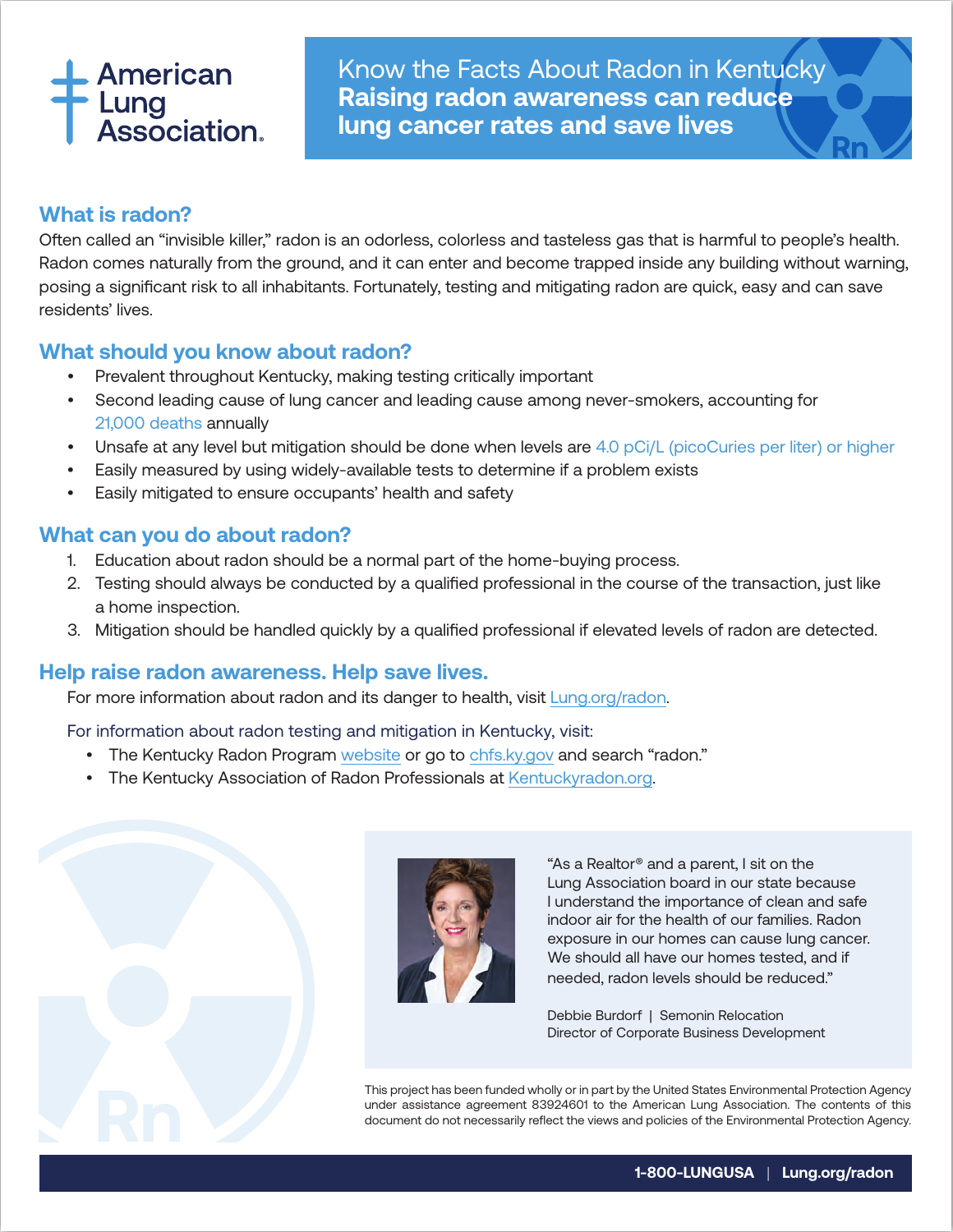American Lung Association.

# Know the Facts About Radon in Kentucky

## Raising radon awareness can reduce lung cancer rates and save lives

## What is radon?

Often called an "invisible killer," radon is an odorless, colorless and tasteless gas that is harmful to people's health. Radon comes naturally from the ground, and it can enter and become trapped inside any building without warning, posing a significant risk to all inhabitants. Fortunately, testing and mitigating radon are quick, easy and can save residents' lives.

## What should you know about radon?

- Prevalent throughout Kentucky, making testing critically important
- Second leading cause of lung cancer and leading cause among never-smokers, accounting for 21,000 deaths annually
- Unsafe at any level but mitigation should be done when levels are 4.0 pCi/L (picoCuries per liter) or higher
- Easily measured by using widely-available tests to determine if a problem exists
- Easily mitigated to ensure occupants' health and safety

## What can you do about radon?

1. Education about radon should be a normal part of the home-buying process.
2. Testing should always be conducted by a qualified professional in the course of the transaction, just like a home inspection.
3. Mitigation should be handled quickly by a qualified professional if elevated levels of radon are detected.

## Help raise radon awareness. Help save lives.

For more information about radon and its danger to health, visit Lung.org/radon.

For information about radon testing and mitigation in Kentucky, visit:

- The Kentucky Radon Program website or go to chfs.ky.gov and search "radon."
- The Kentucky Association of Radon Professionals at Kentuckyradon.org.

"As a Realtor® and a parent, I sit on the Lung Association board in our state because I understand the importance of clean and safe indoor air for the health of our families. Radon exposure in our homes can cause lung cancer. We should all have our homes tested, and if needed, radon levels should be reduced."

Debbie Burdorf | Semonin Relocation
Director of Corporate Business Development

This project has been funded wholly or in part by the United States Environmental Protection Agency under assistance agreement 83924601 to the American Lung Association. The contents of this document do not necessarily reflect the views and policies of the Environmental Protection Agency.

1-800-LUNGUSA | Lung.org/radon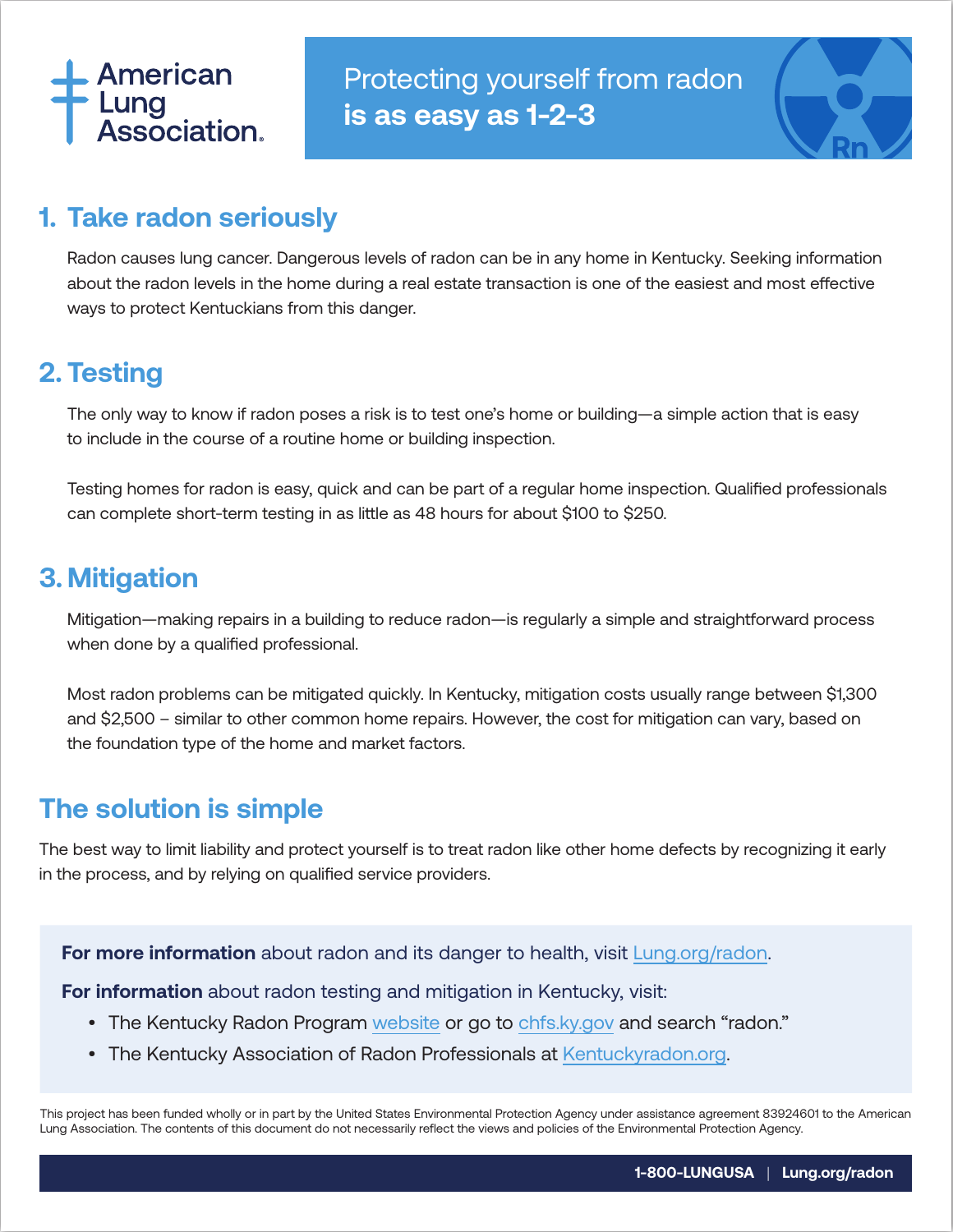American Lung Association.

# Protecting yourself from radon **is as easy as 1-2-3**

## 1. Take radon seriously

Radon causes lung cancer. Dangerous levels of radon can be in any home in Kentucky. Seeking information about the radon levels in the home during a real estate transaction is one of the easiest and most effective ways to protect Kentuckians from this danger.

## 2. Testing

The only way to know if radon poses a risk is to test one's home or building—a simple action that is easy to include in the course of a routine home or building inspection.

Testing homes for radon is easy, quick and can be part of a regular home inspection. Qualified professionals can complete short-term testing in as little as 48 hours for about $100 to $250.

## 3. Mitigation

Mitigation—making repairs in a building to reduce radon—is regularly a simple and straightforward process when done by a qualified professional.

Most radon problems can be mitigated quickly. In Kentucky, mitigation costs usually range between $1,300 and $2,500 – similar to other common home repairs. However, the cost for mitigation can vary, based on the foundation type of the home and market factors.

## The solution is simple

The best way to limit liability and protect yourself is to treat radon like other home defects by recognizing it early in the process, and by relying on qualified service providers.

**For more information** about radon and its danger to health, visit Lung.org/radon.

**For information** about radon testing and mitigation in Kentucky, visit:

- The Kentucky Radon Program website or go to chfs.ky.gov and search "radon."
- The Kentucky Association of Radon Professionals at Kentuckyradon.org.

This project has been funded wholly or in part by the United States Environmental Protection Agency under assistance agreement 83924601 to the American Lung Association. The contents of this document do not necessarily reflect the views and policies of the Environmental Protection Agency.

1-800-LUNGUSA | Lung.org/radon